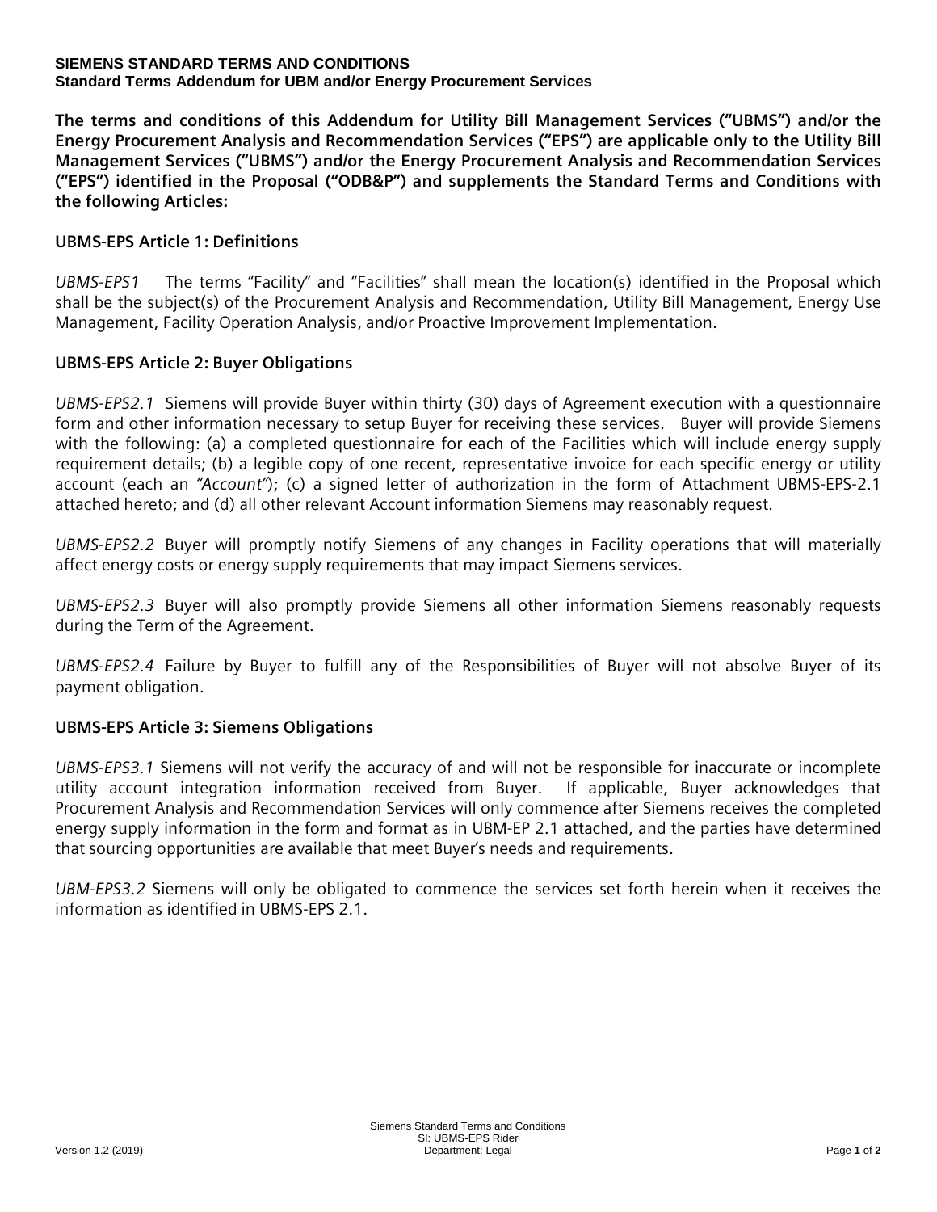**SIEMENS STANDARD TERMS AND CONDITIONS**
**Standard Terms Addendum for UBM and/or Energy Procurement Services**

**The terms and conditions of this Addendum for Utility Bill Management Services ("UBMS") and/or the Energy Procurement Analysis and Recommendation Services ("EPS") are applicable only to the Utility Bill Management Services ("UBMS") and/or the Energy Procurement Analysis and Recommendation Services ("EPS") identified in the Proposal ("ODB&P") and supplements the Standard Terms and Conditions with the following Articles:**

## UBMS-EPS Article 1: Definitions

*UBMS-EPS1* The terms "Facility" and "Facilities" shall mean the location(s) identified in the Proposal which shall be the subject(s) of the Procurement Analysis and Recommendation, Utility Bill Management, Energy Use Management, Facility Operation Analysis, and/or Proactive Improvement Implementation.

## UBMS-EPS Article 2: Buyer Obligations

*UBMS-EPS2.1* Siemens will provide Buyer within thirty (30) days of Agreement execution with a questionnaire form and other information necessary to setup Buyer for receiving these services. Buyer will provide Siemens with the following: (a) a completed questionnaire for each of the Facilities which will include energy supply requirement details; (b) a legible copy of one recent, representative invoice for each specific energy or utility account (each an *"Account"*); (c) a signed letter of authorization in the form of Attachment UBMS-EPS-2.1 attached hereto; and (d) all other relevant Account information Siemens may reasonably request.

*UBMS-EPS2.2* Buyer will promptly notify Siemens of any changes in Facility operations that will materially affect energy costs or energy supply requirements that may impact Siemens services.

*UBMS-EPS2.3* Buyer will also promptly provide Siemens all other information Siemens reasonably requests during the Term of the Agreement.

*UBMS-EPS2.4* Failure by Buyer to fulfill any of the Responsibilities of Buyer will not absolve Buyer of its payment obligation.

## UBMS-EPS Article 3: Siemens Obligations

*UBMS-EPS3.1* Siemens will not verify the accuracy of and will not be responsible for inaccurate or incomplete utility account integration information received from Buyer. If applicable, Buyer acknowledges that Procurement Analysis and Recommendation Services will only commence after Siemens receives the completed energy supply information in the form and format as in UBM-EP 2.1 attached, and the parties have determined that sourcing opportunities are available that meet Buyer's needs and requirements.

*UBM-EPS3.2* Siemens will only be obligated to commence the services set forth herein when it receives the information as identified in UBMS-EPS 2.1.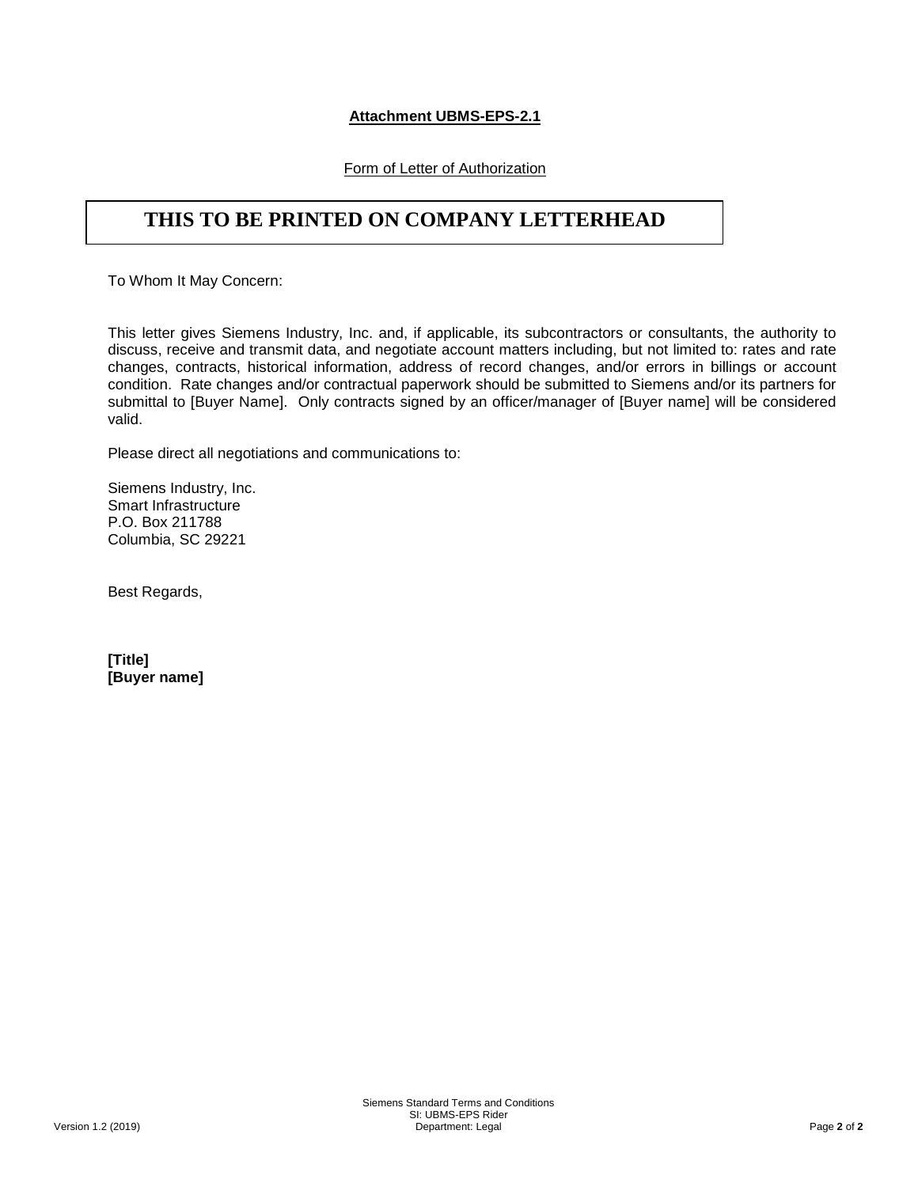**Attachment UBMS-EPS-2.1**

Form of Letter of Authorization

**THIS TO BE PRINTED ON COMPANY LETTERHEAD**

To Whom It May Concern:

This letter gives Siemens Industry, Inc. and, if applicable, its subcontractors or consultants, the authority to discuss, receive and transmit data, and negotiate account matters including, but not limited to: rates and rate changes, contracts, historical information, address of record changes, and/or errors in billings or account condition. Rate changes and/or contractual paperwork should be submitted to Siemens and/or its partners for submittal to [Buyer Name]. Only contracts signed by an officer/manager of [Buyer name] will be considered valid.

Please direct all negotiations and communications to:

Siemens Industry, Inc.
Smart Infrastructure
P.O. Box 211788
Columbia, SC 29221

Best Regards,

**[Title]**
**[Buyer name]**